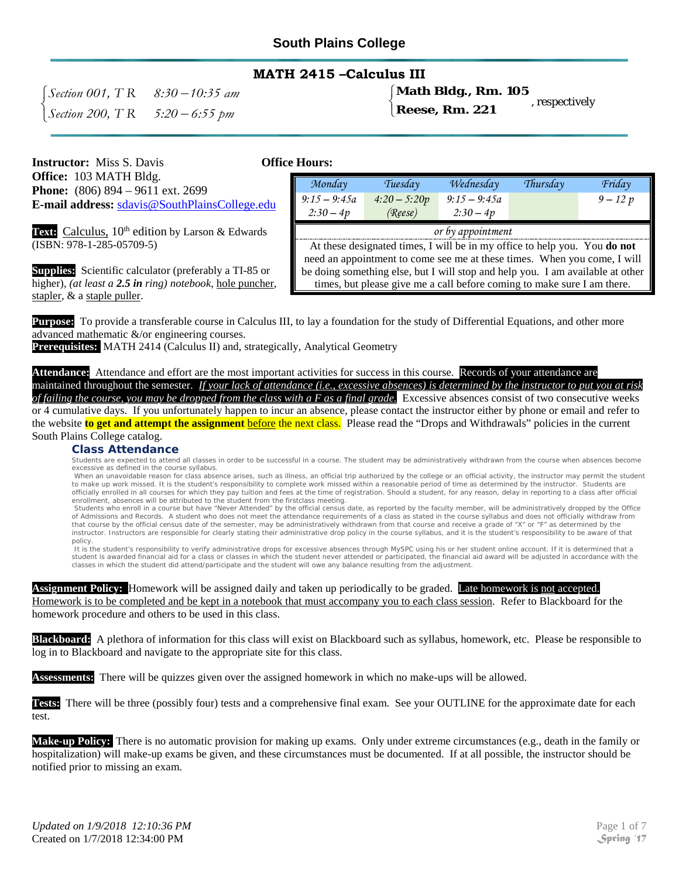# South Plains College

## MATH 2415 –Calculus III

*Section 001, T R 8:30 – 10:35 am* — **Math Bldg., Rm. 105**
*Section 200, T R 5:20 – 6:55 pm* — **Reese, Rm. 221**
, respectively

**Instructor:** Miss S. Davis
**Office:** 103 MATH Bldg.
**Phone:** (806) 894 – 9611 ext. 2699
**E-mail address:** sdavis@SouthPlainsCollege.edu

**Office Hours:**

| Monday | Tuesday | Wednesday | Thursday | Friday |
|---|---|---|---|---|
| 9:15 – 9:45a<br>2:30 – 4p | 4:20 – 5:20p<br>(Reese) | 9:15 – 9:45a<br>2:30 – 4p | | 9 – 12 p |
| *or by appointment* | | | | |

At these designated times, I will be in my office to help you. You **do not** need an appointment to come see me at these times. When you come, I will be doing something else, but I will stop and help you. I am available at other times, but please give me a call before coming to make sure I am there.

**Text:** Calculus, 10th edition by Larson & Edwards (ISBN: 978-1-285-05709-5)

**Supplies:** Scientific calculator (preferably a TI-85 or higher), *(at least a **2.5 in** ring) notebook*, hole puncher, stapler, & a staple puller.

**Purpose:** To provide a transferable course in Calculus III, to lay a foundation for the study of Differential Equations, and other more advanced mathematic &/or engineering courses.
**Prerequisites:** MATH 2414 (Calculus II) and, strategically, Analytical Geometry

**Attendance:** Attendance and effort are the most important activities for success in this course. Records of your attendance are maintained throughout the semester. *If your lack of attendance (i.e., excessive absences) is determined by the instructor to put you at risk of failing the course, you may be dropped from the class with a F as a final grade.* Excessive absences consist of two consecutive weeks or 4 cumulative days. If you unfortunately happen to incur an absence, please contact the instructor either by phone or email and refer to the website **to get and attempt the assignment** before the next class. Please read the "Drops and Withdrawals" policies in the current South Plains College catalog.

### Class Attendance

Students are expected to attend all classes in order to be successful in a course. The student may be administratively withdrawn from the course when absences become excessive as defined in the course syllabus.

When an unavoidable reason for class absence arises, such as illness, an official trip authorized by the college or an official activity, the instructor may permit the student to make up work missed. It is the student's responsibility to complete work missed within a reasonable period of time as determined by the instructor. Students are officially enrolled in all courses for which they pay tuition and fees at the time of registration. Should a student, for any reason, delay in reporting to a class after official enrollment, absences will be attributed to the student from the firstclass meeting.

Students who enroll in a course but have "Never Attended" by the official census date, as reported by the faculty member, will be administratively dropped by the Office of Admissions and Records. A student who does not meet the attendance requirements of a class as stated in the course syllabus and does not officially withdraw from that course by the official census date of the semester, may be administratively withdrawn from that course and receive a grade of "X" or "F" as determined by the instructor. Instructors are responsible for clearly stating their administrative drop policy in the course syllabus, and it is the student's responsibility to be aware of that policy.

It is the student's responsibility to verify administrative drops for excessive absences through MySPC using his or her student online account. If it is determined that a student is awarded financial aid for a class or classes in which the student never attended or participated, the financial aid award will be adjusted in accordance with the classes in which the student did attend/participate and the student will owe any balance resulting from the adjustment.

**Assignment Policy:** Homework will be assigned daily and taken up periodically to be graded. Late homework is not accepted. Homework is to be completed and be kept in a notebook that must accompany you to each class session. Refer to Blackboard for the homework procedure and others to be used in this class.

**Blackboard:** A plethora of information for this class will exist on Blackboard such as syllabus, homework, etc. Please be responsible to log in to Blackboard and navigate to the appropriate site for this class.

**Assessments:** There will be quizzes given over the assigned homework in which no make-ups will be allowed.

**Tests:** There will be three (possibly four) tests and a comprehensive final exam. See your OUTLINE for the approximate date for each test.

**Make-up Policy:** There is no automatic provision for making up exams. Only under extreme circumstances (e.g., death in the family or hospitalization) will make-up exams be given, and these circumstances must be documented. If at all possible, the instructor should be notified prior to missing an exam.

*Updated on 1/9/2018 12:10:36 PM*
Created on 1/7/2018 12:34:00 PM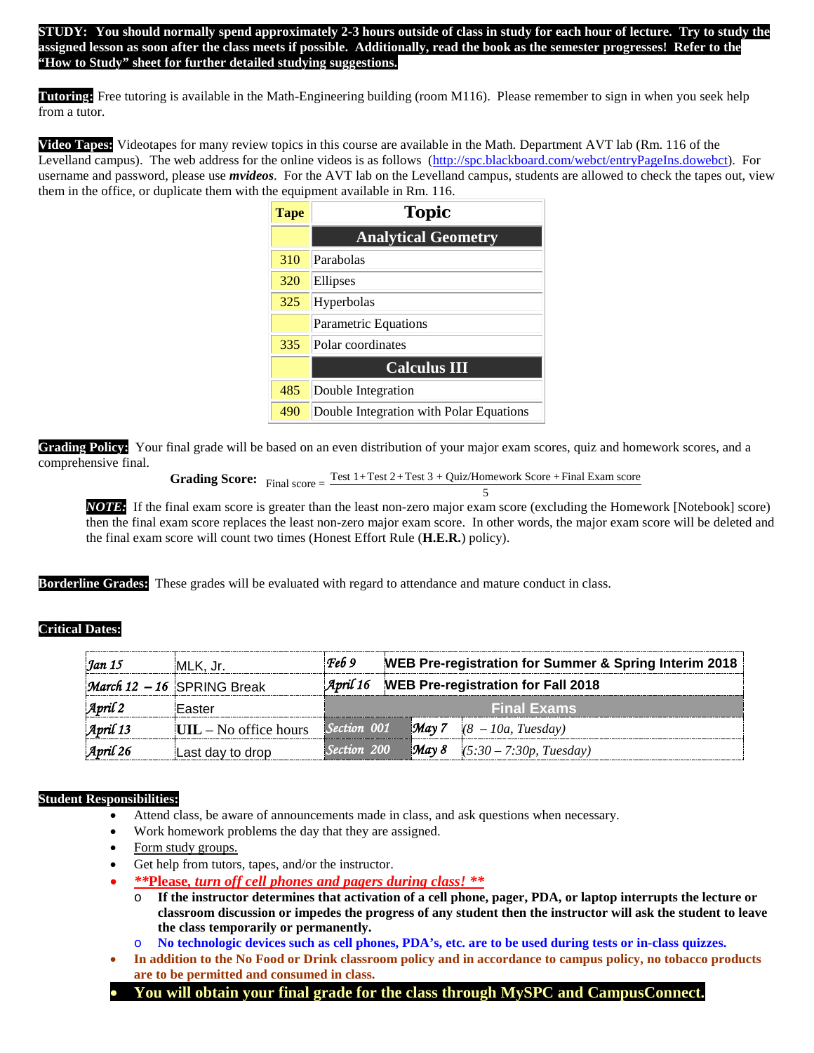**STUDY: You should normally spend approximately 2-3 hours outside of class in study for each hour of lecture. Try to study the assigned lesson as soon after the class meets if possible. Additionally, read the book as the semester progresses! Refer to the "How to Study" sheet for further detailed studying suggestions.**

**Tutoring:** Free tutoring is available in the Math-Engineering building (room M116). Please remember to sign in when you seek help from a tutor.

**Video Tapes:** Videotapes for many review topics in this course are available in the Math. Department AVT lab (Rm. 116 of the Levelland campus). The web address for the online videos is as follows (http://spc.blackboard.com/webct/entryPageIns.dowebct). For username and password, please use ***mvideos***. For the AVT lab on the Levelland campus, students are allowed to check the tapes out, view them in the office, or duplicate them with the equipment available in Rm. 116.

| Tape | Topic |
|---|---|
| | **Analytical Geometry** |
| 310 | Parabolas |
| 320 | Ellipses |
| 325 | Hyperbolas |
| | Parametric Equations |
| 335 | Polar coordinates |
| | **Calculus III** |
| 485 | Double Integration |
| 490 | Double Integration with Polar Equations |

**Grading Policy:** Your final grade will be based on an even distribution of your major exam scores, quiz and homework scores, and a comprehensive final.

**Grading Score:** $\text{Final score} = \dfrac{\text{Test 1} + \text{Test 2} + \text{Test 3} + \text{Quiz/Homework Score} + \text{Final Exam score}}{5}$

***NOTE:*** If the final exam score is greater than the least non-zero major exam score (excluding the Homework [Notebook] score) then the final exam score replaces the least non-zero major exam score. In other words, the major exam score will be deleted and the final exam score will count two times (Honest Effort Rule (**H.E.R.**) policy).

**Borderline Grades:** These grades will be evaluated with regard to attendance and mature conduct in class.

**Critical Dates:**

| | | | | |
|---|---|---|---|---|
| *Jan 15* | MLK, Jr. | *Feb 9* | **WEB Pre-registration for Summer & Spring Interim 2018** | |
| *March 12 – 16* | SPRING Break | *April 16* | **WEB Pre-registration for Fall 2018** | |
| *April 2* | Easter | **Final Exams** | | |
| *April 13* | **UIL** – No office hours | *Section 001* | *May 7* | *(8 – 10a, Tuesday)* |
| *April 26* | Last day to drop | *Section 200* | *May 8* | *(5:30 – 7:30p, Tuesday)* |

**Student Responsibilities:**

- Attend class, be aware of announcements made in class, and ask questions when necessary.
- Work homework problems the day that they are assigned.
- Form study groups.
- Get help from tutors, tapes, and/or the instructor.
- ***\*\*Please, turn off cell phones and pagers during class! \*\****
  - **If the instructor determines that activation of a cell phone, pager, PDA, or laptop interrupts the lecture or classroom discussion or impedes the progress of any student then the instructor will ask the student to leave the class temporarily or permanently.**
  - **No technologic devices such as cell phones, PDA's, etc. are to be used during tests or in-class quizzes.**
- **In addition to the No Food or Drink classroom policy and in accordance to campus policy, no tobacco products are to be permitted and consumed in class.**
- **You will obtain your final grade for the class through MySPC and CampusConnect.**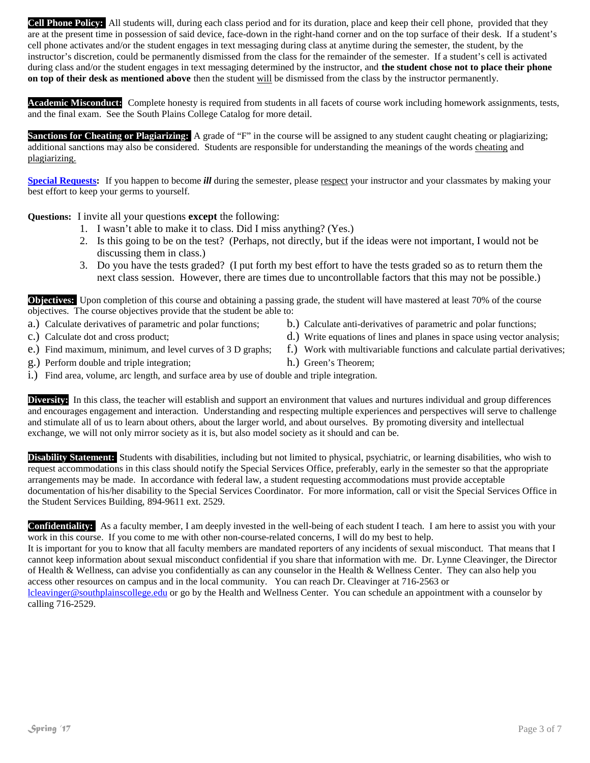**Cell Phone Policy:** All students will, during each class period and for its duration, place and keep their cell phone, provided that they are at the present time in possession of said device, face-down in the right-hand corner and on the top surface of their desk. If a student's cell phone activates and/or the student engages in text messaging during class at anytime during the semester, the student, by the instructor's discretion, could be permanently dismissed from the class for the remainder of the semester. If a student's cell is activated during class and/or the student engages in text messaging determined by the instructor, and **the student chose not to place their phone on top of their desk as mentioned above** then the student will be dismissed from the class by the instructor permanently.

**Academic Misconduct:** Complete honesty is required from students in all facets of course work including homework assignments, tests, and the final exam. See the South Plains College Catalog for more detail.

**Sanctions for Cheating or Plagiarizing:** A grade of "F" in the course will be assigned to any student caught cheating or plagiarizing; additional sanctions may also be considered. Students are responsible for understanding the meanings of the words cheating and plagiarizing.

**Special Requests:** If you happen to become ***ill*** during the semester, please respect your instructor and your classmates by making your best effort to keep your germs to yourself.

**Questions:** I invite all your questions **except** the following:

1. I wasn't able to make it to class. Did I miss anything? (Yes.)
2. Is this going to be on the test? (Perhaps, not directly, but if the ideas were not important, I would not be discussing them in class.)
3. Do you have the tests graded? (I put forth my best effort to have the tests graded so as to return them the next class session. However, there are times due to uncontrollable factors that this may not be possible.)

**Objectives:** Upon completion of this course and obtaining a passing grade, the student will have mastered at least 70% of the course objectives. The course objectives provide that the student be able to:

a.) Calculate derivatives of parametric and polar functions;
b.) Calculate anti-derivatives of parametric and polar functions;
c.) Calculate dot and cross product;
d.) Write equations of lines and planes in space using vector analysis;
e.) Find maximum, minimum, and level curves of 3 D graphs;
f.) Work with multivariable functions and calculate partial derivatives;
g.) Perform double and triple integration;
h.) Green's Theorem;
i.) Find area, volume, arc length, and surface area by use of double and triple integration.

**Diversity:** In this class, the teacher will establish and support an environment that values and nurtures individual and group differences and encourages engagement and interaction. Understanding and respecting multiple experiences and perspectives will serve to challenge and stimulate all of us to learn about others, about the larger world, and about ourselves. By promoting diversity and intellectual exchange, we will not only mirror society as it is, but also model society as it should and can be.

**Disability Statement:** Students with disabilities, including but not limited to physical, psychiatric, or learning disabilities, who wish to request accommodations in this class should notify the Special Services Office, preferably, early in the semester so that the appropriate arrangements may be made. In accordance with federal law, a student requesting accommodations must provide acceptable documentation of his/her disability to the Special Services Coordinator. For more information, call or visit the Special Services Office in the Student Services Building, 894-9611 ext. 2529.

**Confidentiality:** As a faculty member, I am deeply invested in the well-being of each student I teach. I am here to assist you with your work in this course. If you come to me with other non-course-related concerns, I will do my best to help.
It is important for you to know that all faculty members are mandated reporters of any incidents of sexual misconduct. That means that I cannot keep information about sexual misconduct confidential if you share that information with me. Dr. Lynne Cleavinger, the Director of Health & Wellness, can advise you confidentially as can any counselor in the Health & Wellness Center. They can also help you access other resources on campus and in the local community. You can reach Dr. Cleavinger at 716-2563 or lcleavinger@southplainscollege.edu or go by the Health and Wellness Center. You can schedule an appointment with a counselor by calling 716-2529.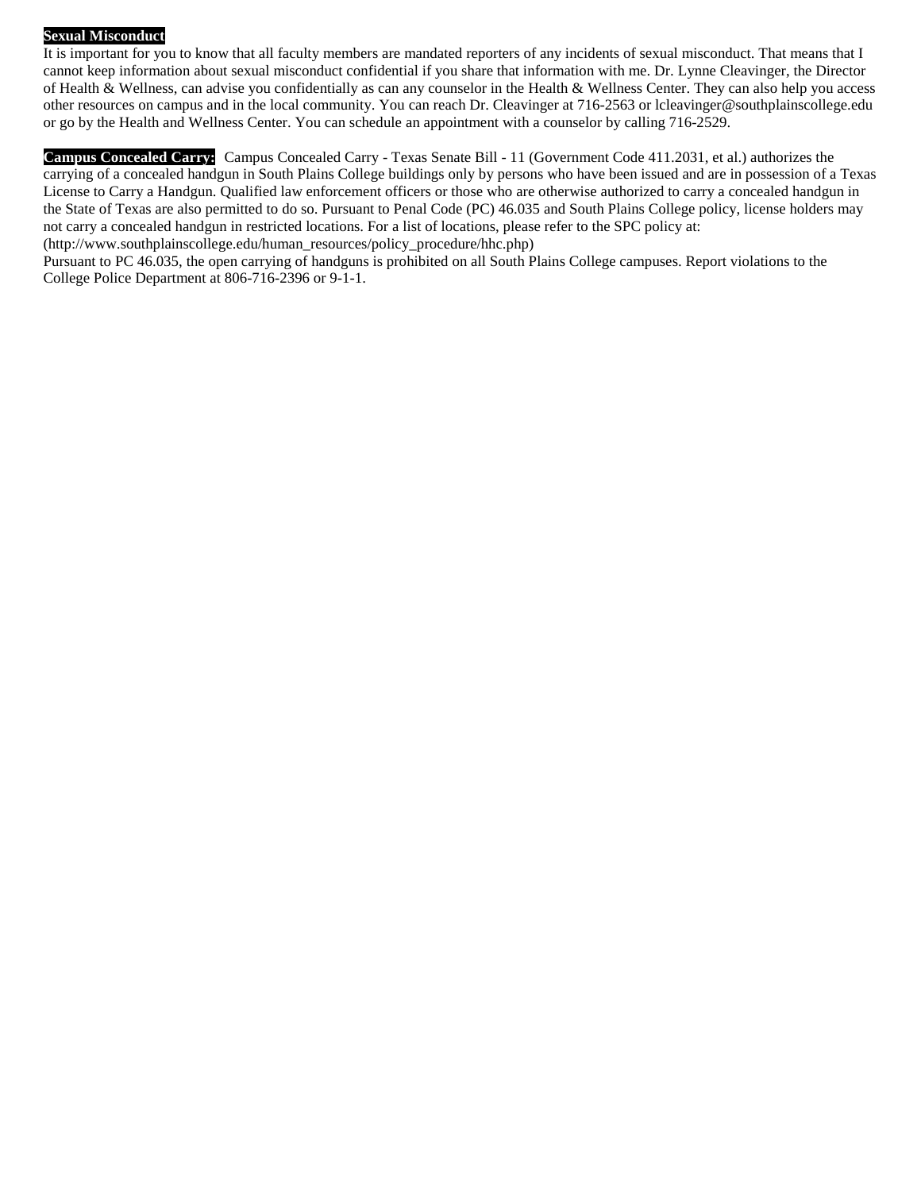**Sexual Misconduct**

It is important for you to know that all faculty members are mandated reporters of any incidents of sexual misconduct. That means that I cannot keep information about sexual misconduct confidential if you share that information with me. Dr. Lynne Cleavinger, the Director of Health & Wellness, can advise you confidentially as can any counselor in the Health & Wellness Center. They can also help you access other resources on campus and in the local community. You can reach Dr. Cleavinger at 716-2563 or lcleavinger@southplainscollege.edu or go by the Health and Wellness Center. You can schedule an appointment with a counselor by calling 716-2529.

**Campus Concealed Carry:** Campus Concealed Carry - Texas Senate Bill - 11 (Government Code 411.2031, et al.) authorizes the carrying of a concealed handgun in South Plains College buildings only by persons who have been issued and are in possession of a Texas License to Carry a Handgun. Qualified law enforcement officers or those who are otherwise authorized to carry a concealed handgun in the State of Texas are also permitted to do so. Pursuant to Penal Code (PC) 46.035 and South Plains College policy, license holders may not carry a concealed handgun in restricted locations. For a list of locations, please refer to the SPC policy at: (http://www.southplainscollege.edu/human_resources/policy_procedure/hhc.php)

Pursuant to PC 46.035, the open carrying of handguns is prohibited on all South Plains College campuses. Report violations to the College Police Department at 806-716-2396 or 9-1-1.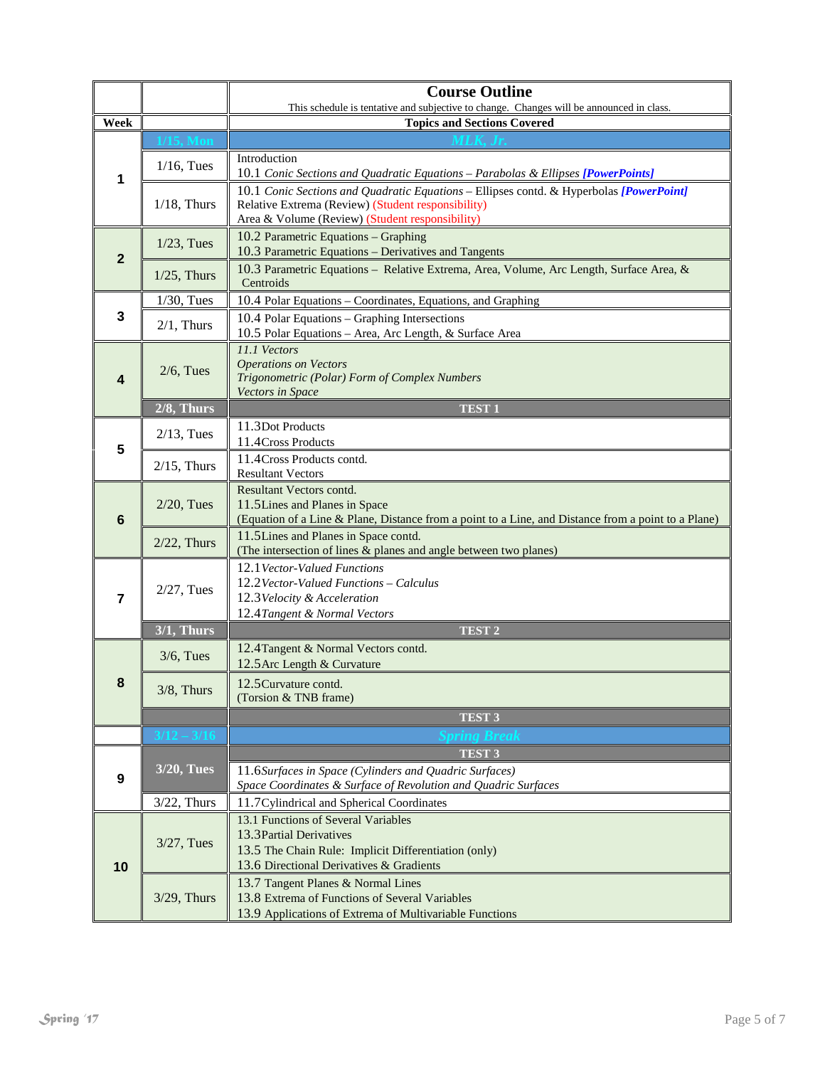## Course Outline

This schedule is tentative and subjective to change. Changes will be announced in class.

| Week | | Topics and Sections Covered |
|---|---|---|
| 1 | 1/15, Mon | *MLK, Jr.* |
| | 1/16, Tues | Introduction<br>10.1 *Conic Sections and Quadratic Equations – Parabolas & Ellipses* ***[PowerPoints]*** |
| | 1/18, Thurs | 10.1 *Conic Sections and Quadratic Equations* – Ellipses contd. & Hyperbolas ***[PowerPoint]***<br>Relative Extrema (Review) (Student responsibility)<br>Area & Volume (Review) (Student responsibility) |
| 2 | 1/23, Tues | 10.2 Parametric Equations – Graphing<br>10.3 Parametric Equations – Derivatives and Tangents |
| | 1/25, Thurs | 10.3 Parametric Equations – Relative Extrema, Area, Volume, Arc Length, Surface Area, & Centroids |
| 3 | 1/30, Tues | 10.4 Polar Equations – Coordinates, Equations, and Graphing |
| | 2/1, Thurs | 10.4 Polar Equations – Graphing Intersections<br>10.5 Polar Equations – Area, Arc Length, & Surface Area |
| 4 | 2/6, Tues | *11.1 Vectors*<br>*Operations on Vectors*<br>*Trigonometric (Polar) Form of Complex Numbers*<br>*Vectors in Space* |
| | **2/8, Thurs** | **TEST 1** |
| 5 | 2/13, Tues | 11.3Dot Products<br>11.4Cross Products |
| | 2/15, Thurs | 11.4Cross Products contd.<br>Resultant Vectors |
| 6 | 2/20, Tues | Resultant Vectors contd.<br>11.5Lines and Planes in Space<br>(Equation of a Line & Plane, Distance from a point to a Line, and Distance from a point to a Plane) |
| | 2/22, Thurs | 11.5Lines and Planes in Space contd.<br>(The intersection of lines & planes and angle between two planes) |
| 7 | 2/27, Tues | 12.1*Vector-Valued Functions*<br>12.2*Vector-Valued Functions – Calculus*<br>12.3*Velocity & Acceleration*<br>12.4*Tangent & Normal Vectors* |
| | **3/1, Thurs** | **TEST 2** |
| 8 | 3/6, Tues | 12.4Tangent & Normal Vectors contd.<br>12.5Arc Length & Curvature |
| | 3/8, Thurs | 12.5Curvature contd.<br>(Torsion & TNB frame) |
| | | **TEST 3** |
| | 3/12 – 3/16 | *Spring Break* |
| 9 | **3/20, Tues** | **TEST 3**<br>11.6*Surfaces in Space (Cylinders and Quadric Surfaces)*<br>*Space Coordinates & Surface of Revolution and Quadric Surfaces* |
| | 3/22, Thurs | 11.7Cylindrical and Spherical Coordinates |
| 10 | 3/27, Tues | 13.1 Functions of Several Variables<br>13.3Partial Derivatives<br>13.5 The Chain Rule: Implicit Differentiation (only)<br>13.6 Directional Derivatives & Gradients |
| | 3/29, Thurs | 13.7 Tangent Planes & Normal Lines<br>13.8 Extrema of Functions of Several Variables<br>13.9 Applications of Extrema of Multivariable Functions |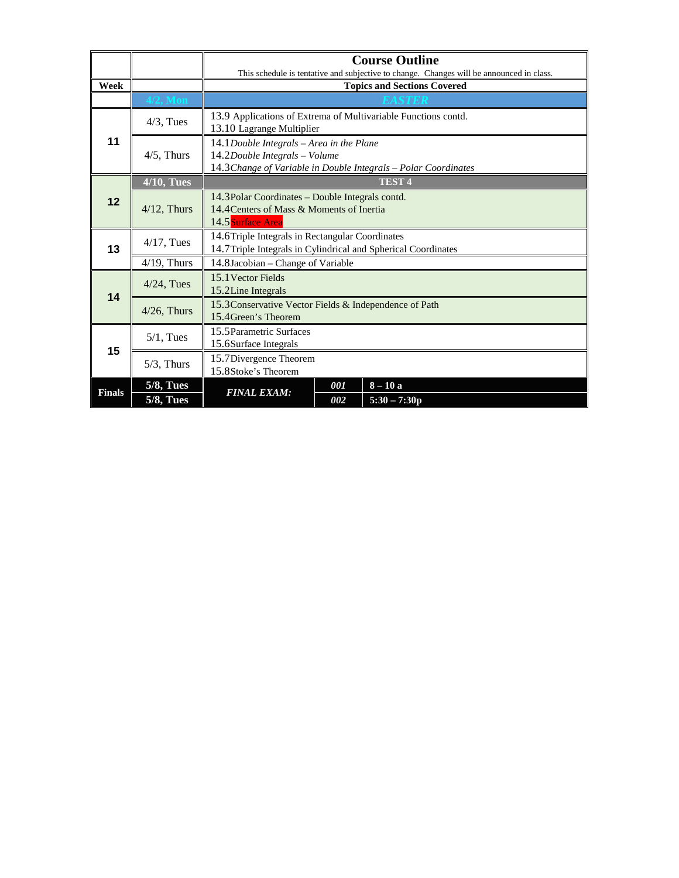| Week | | **Course Outline**<br>This schedule is tentative and subjective to change. Changes will be announced in class.<br>**Topics and Sections Covered** | | |
|---|---|---|---|---|
| | **4/2, Mon** | ***EASTER*** | | |
| 11 | 4/3, Tues | 13.9 Applications of Extrema of Multivariable Functions contd.<br>13.10 Lagrange Multiplier | | |
| | 4/5, Thurs | 14.1 *Double Integrals – Area in the Plane*<br>14.2 *Double Integrals – Volume*<br>14.3 *Change of Variable in Double Integrals – Polar Coordinates* | | |
| 12 | **4/10, Tues** | **TEST 4** | | |
| | 4/12, Thurs | 14.3 Polar Coordinates – Double Integrals contd.<br>14.4 Centers of Mass & Moments of Inertia<br>14.5 Surface Area | | |
| 13 | 4/17, Tues | 14.6 Triple Integrals in Rectangular Coordinates<br>14.7 Triple Integrals in Cylindrical and Spherical Coordinates | | |
| | 4/19, Thurs | 14.8 Jacobian – Change of Variable | | |
| 14 | 4/24, Tues | 15.1 Vector Fields<br>15.2 Line Integrals | | |
| | 4/26, Thurs | 15.3 Conservative Vector Fields & Independence of Path<br>15.4 Green's Theorem | | |
| 15 | 5/1, Tues | 15.5 Parametric Surfaces<br>15.6 Surface Integrals | | |
| | 5/3, Thurs | 15.7 Divergence Theorem<br>15.8 Stoke's Theorem | | |
| **Finals** | **5/8, Tues** | ***FINAL EXAM:*** | ***001*** | **8 – 10 a** |
| | **5/8, Tues** | | ***002*** | **5:30 – 7:30p** |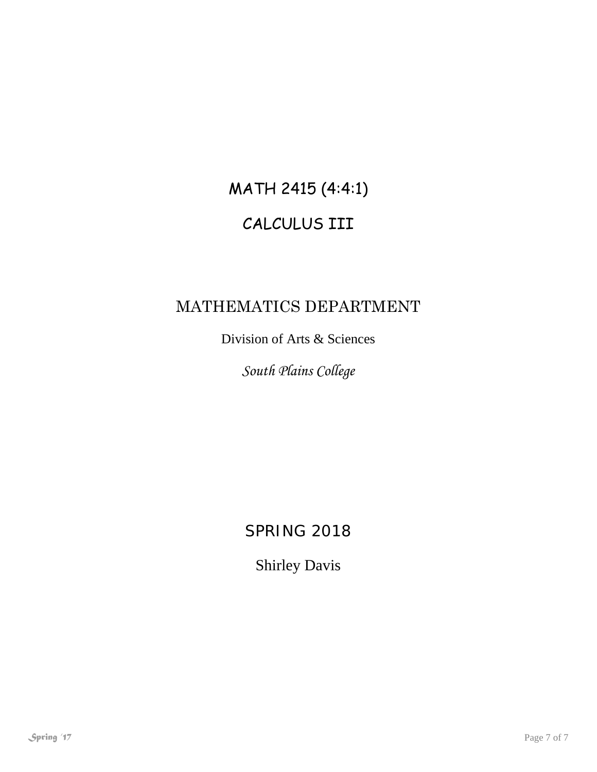# MATH 2415 (4:4:1)

# CALCULUS III

## MATHEMATICS DEPARTMENT

Division of Arts & Sciences

*South Plains College*

## SPRING 2018

Shirley Davis